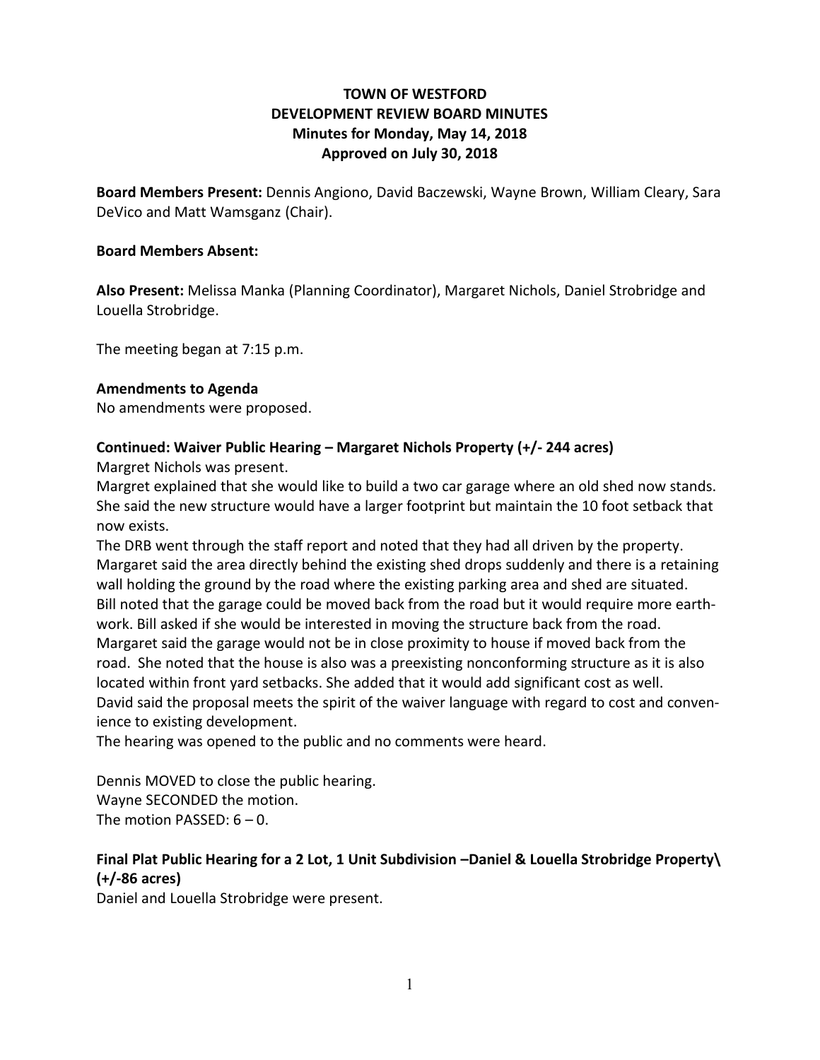# TOWN OF WESTFORD
## DEVELOPMENT REVIEW BOARD MINUTES
### Minutes for Monday, May 14, 2018
### Approved on July 30, 2018

**Board Members Present:** Dennis Angiono, David Baczewski, Wayne Brown, William Cleary, Sara DeVico and Matt Wamsganz (Chair).

**Board Members Absent:**

**Also Present:** Melissa Manka (Planning Coordinator), Margaret Nichols, Daniel Strobridge and Louella Strobridge.

The meeting began at 7:15 p.m.

**Amendments to Agenda**
No amendments were proposed.

**Continued: Waiver Public Hearing – Margaret Nichols Property (+/- 244 acres)**
Margret Nichols was present.
Margret explained that she would like to build a two car garage where an old shed now stands. She said the new structure would have a larger footprint but maintain the 10 foot setback that now exists.
The DRB went through the staff report and noted that they had all driven by the property. Margaret said the area directly behind the existing shed drops suddenly and there is a retaining wall holding the ground by the road where the existing parking area and shed are situated. Bill noted that the garage could be moved back from the road but it would require more earth-work. Bill asked if she would be interested in moving the structure back from the road. Margaret said the garage would not be in close proximity to house if moved back from the road. She noted that the house is also was a preexisting nonconforming structure as it is also located within front yard setbacks. She added that it would add significant cost as well. David said the proposal meets the spirit of the waiver language with regard to cost and convenience to existing development.
The hearing was opened to the public and no comments were heard.

Dennis MOVED to close the public hearing.
Wayne SECONDED the motion.
The motion PASSED: 6 – 0.

**Final Plat Public Hearing for a 2 Lot, 1 Unit Subdivision –Daniel & Louella Strobridge Property\ (+/-86 acres)**
Daniel and Louella Strobridge were present.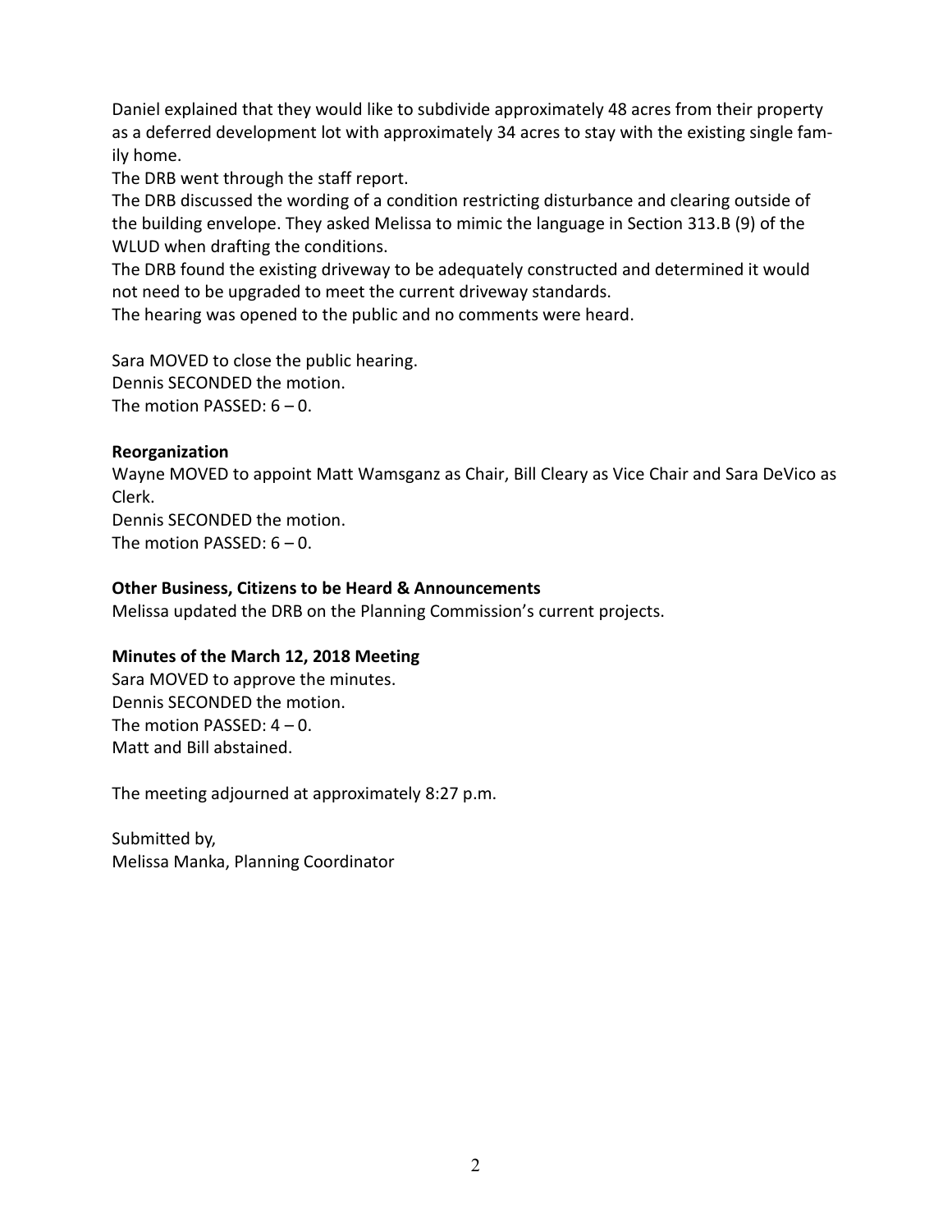Daniel explained that they would like to subdivide approximately 48 acres from their property as a deferred development lot with approximately 34 acres to stay with the existing single family home.

The DRB went through the staff report.

The DRB discussed the wording of a condition restricting disturbance and clearing outside of the building envelope. They asked Melissa to mimic the language in Section 313.B (9) of the WLUD when drafting the conditions.

The DRB found the existing driveway to be adequately constructed and determined it would not need to be upgraded to meet the current driveway standards.

The hearing was opened to the public and no comments were heard.

Sara MOVED to close the public hearing.
Dennis SECONDED the motion.
The motion PASSED: 6 – 0.

**Reorganization**

Wayne MOVED to appoint Matt Wamsganz as Chair, Bill Cleary as Vice Chair and Sara DeVico as Clerk.
Dennis SECONDED the motion.
The motion PASSED: 6 – 0.

**Other Business, Citizens to be Heard & Announcements**

Melissa updated the DRB on the Planning Commission's current projects.

**Minutes of the March 12, 2018 Meeting**

Sara MOVED to approve the minutes.
Dennis SECONDED the motion.
The motion PASSED: 4 – 0.
Matt and Bill abstained.

The meeting adjourned at approximately 8:27 p.m.

Submitted by,
Melissa Manka, Planning Coordinator